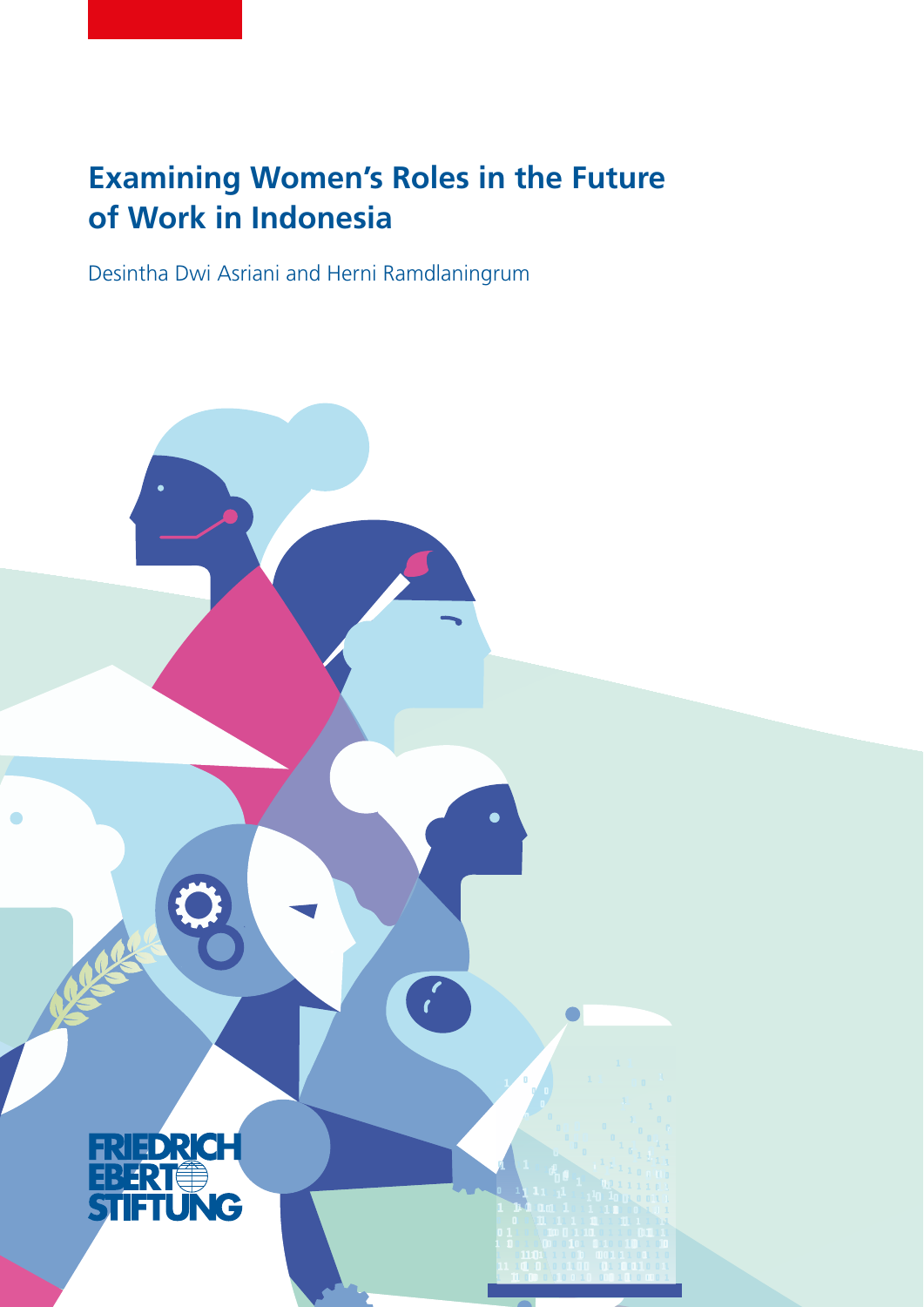# Examining Women's Roles in the Future of Work in Indonesia

Desintha Dwi Asriani and Herni Ramdlaningrum

FRIEDRICH EBERT STIFTUNG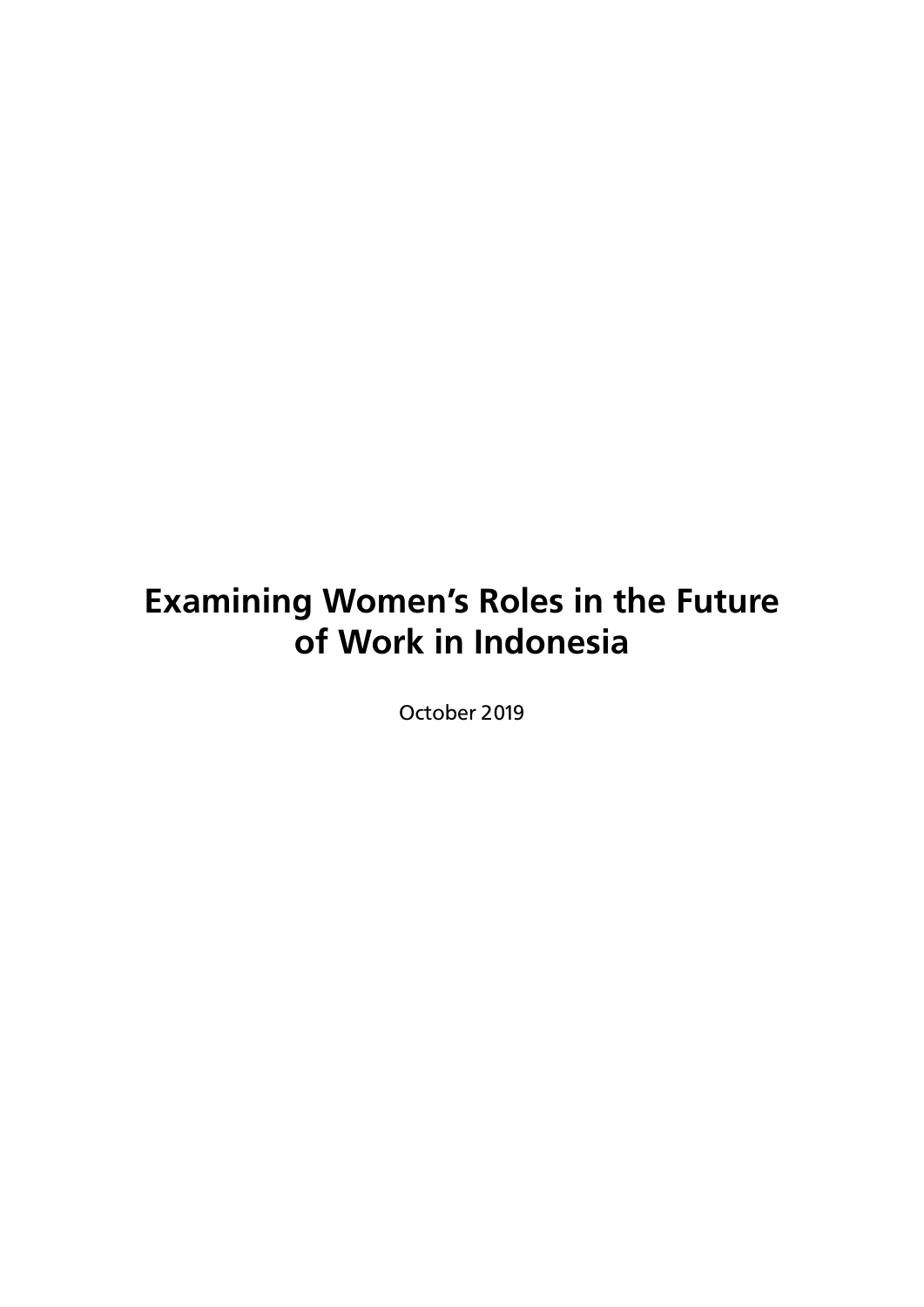# Examining Women's Roles in the Future of Work in Indonesia

October 2019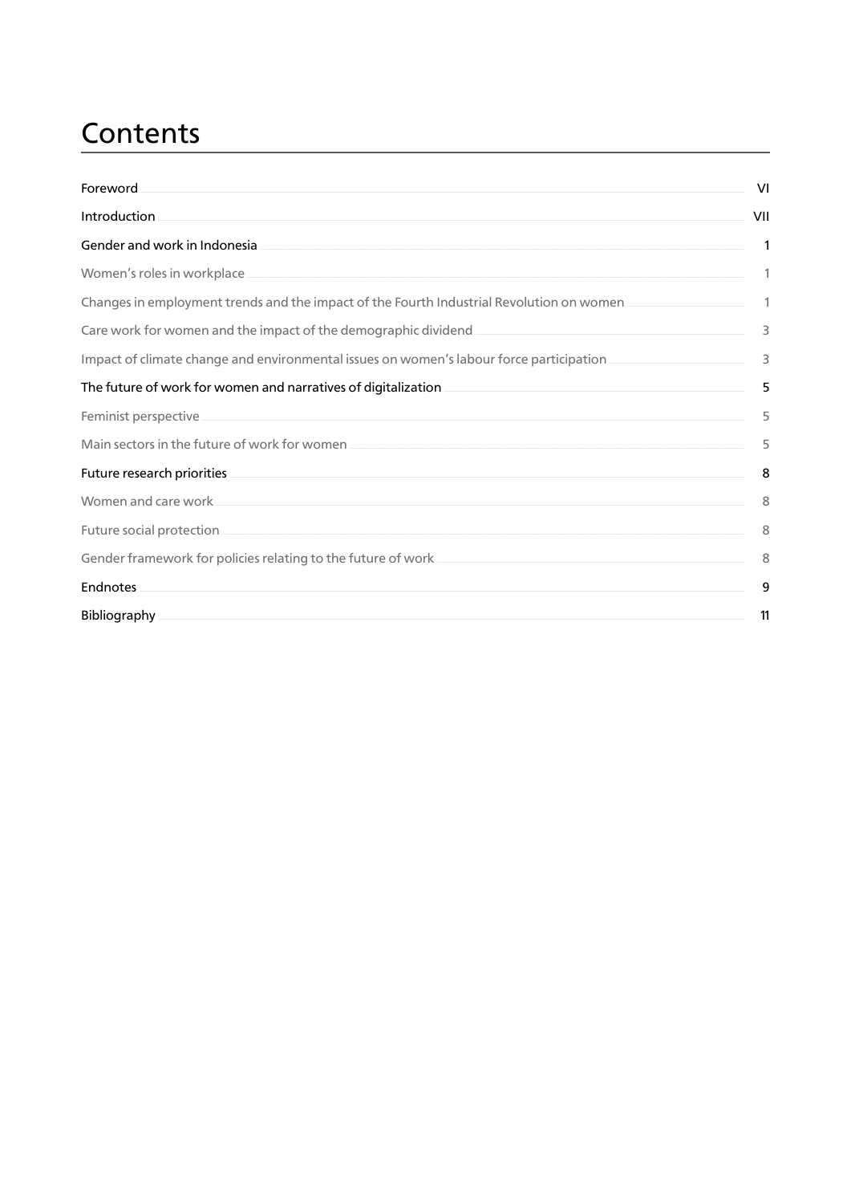# Contents

| | |
|---|---|
| Foreword | VI |
| Introduction | VII |
| Gender and work in Indonesia | 1 |
| Women's roles in workplace | 1 |
| Changes in employment trends and the impact of the Fourth Industrial Revolution on women | 1 |
| Care work for women and the impact of the demographic dividend | 3 |
| Impact of climate change and environmental issues on women's labour force participation | 3 |
| The future of work for women and narratives of digitalization | 5 |
| Feminist perspective | 5 |
| Main sectors in the future of work for women | 5 |
| Future research priorities | 8 |
| Women and care work | 8 |
| Future social protection | 8 |
| Gender framework for policies relating to the future of work | 8 |
| Endnotes | 9 |
| Bibliography | 11 |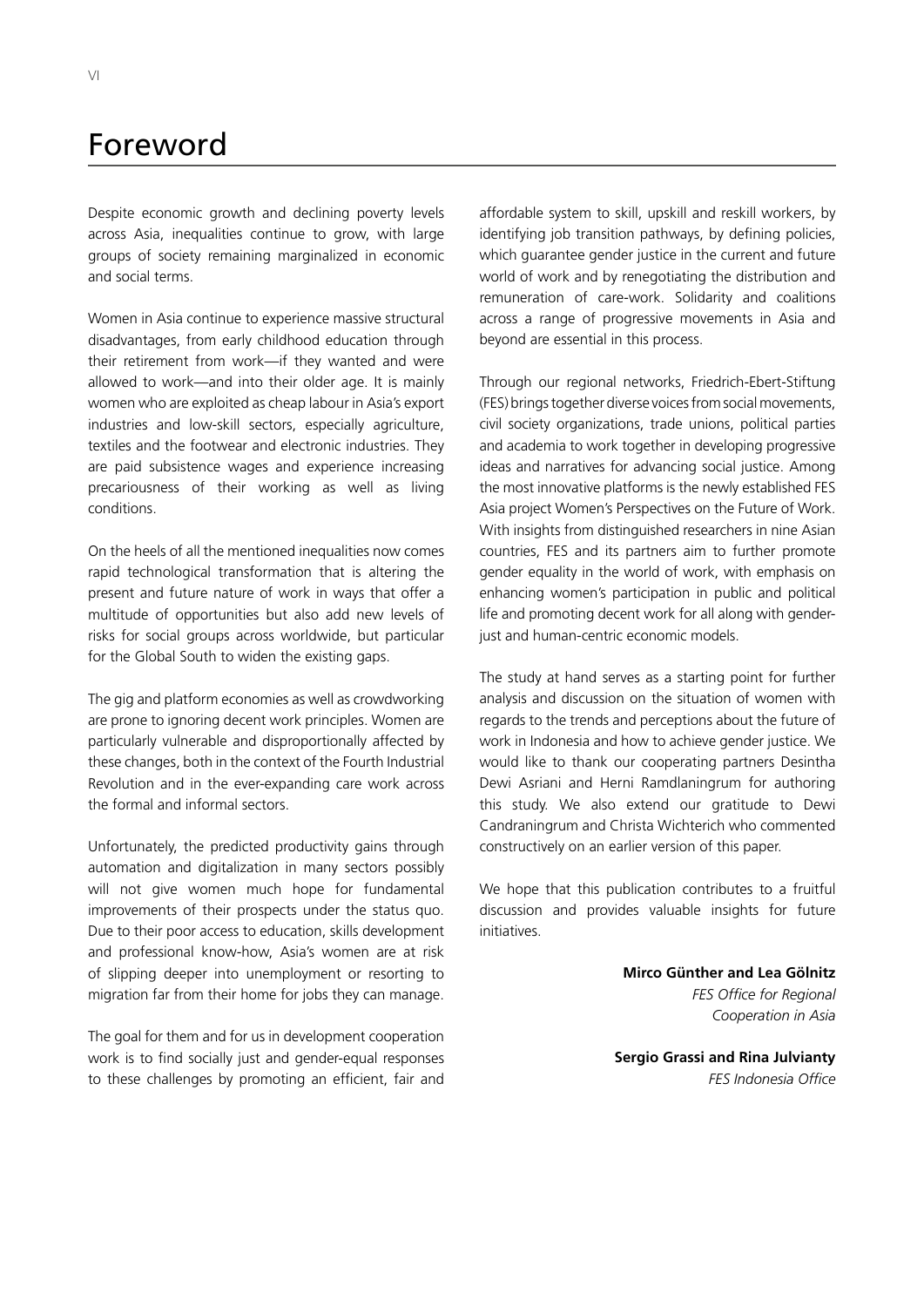# Foreword

Despite economic growth and declining poverty levels across Asia, inequalities continue to grow, with large groups of society remaining marginalized in economic and social terms.

Women in Asia continue to experience massive structural disadvantages, from early childhood education through their retirement from work—if they wanted and were allowed to work—and into their older age. It is mainly women who are exploited as cheap labour in Asia's export industries and low-skill sectors, especially agriculture, textiles and the footwear and electronic industries. They are paid subsistence wages and experience increasing precariousness of their working as well as living conditions.

On the heels of all the mentioned inequalities now comes rapid technological transformation that is altering the present and future nature of work in ways that offer a multitude of opportunities but also add new levels of risks for social groups across worldwide, but particular for the Global South to widen the existing gaps.

The gig and platform economies as well as crowdworking are prone to ignoring decent work principles. Women are particularly vulnerable and disproportionally affected by these changes, both in the context of the Fourth Industrial Revolution and in the ever-expanding care work across the formal and informal sectors.

Unfortunately, the predicted productivity gains through automation and digitalization in many sectors possibly will not give women much hope for fundamental improvements of their prospects under the status quo. Due to their poor access to education, skills development and professional know-how, Asia's women are at risk of slipping deeper into unemployment or resorting to migration far from their home for jobs they can manage.

The goal for them and for us in development cooperation work is to find socially just and gender-equal responses to these challenges by promoting an efficient, fair and affordable system to skill, upskill and reskill workers, by identifying job transition pathways, by defining policies, which guarantee gender justice in the current and future world of work and by renegotiating the distribution and remuneration of care-work. Solidarity and coalitions across a range of progressive movements in Asia and beyond are essential in this process.

Through our regional networks, Friedrich-Ebert-Stiftung (FES) brings together diverse voices from social movements, civil society organizations, trade unions, political parties and academia to work together in developing progressive ideas and narratives for advancing social justice. Among the most innovative platforms is the newly established FES Asia project Women's Perspectives on the Future of Work. With insights from distinguished researchers in nine Asian countries, FES and its partners aim to further promote gender equality in the world of work, with emphasis on enhancing women's participation in public and political life and promoting decent work for all along with gender-just and human-centric economic models.

The study at hand serves as a starting point for further analysis and discussion on the situation of women with regards to the trends and perceptions about the future of work in Indonesia and how to achieve gender justice. We would like to thank our cooperating partners Desintha Dewi Asriani and Herni Ramdlaningrum for authoring this study. We also extend our gratitude to Dewi Candraningrum and Christa Wichterich who commented constructively on an earlier version of this paper.

We hope that this publication contributes to a fruitful discussion and provides valuable insights for future initiatives.

**Mirco Günther and Lea Gölnitz**
*FES Office for Regional Cooperation in Asia*

**Sergio Grassi and Rina Julvianty**
*FES Indonesia Office*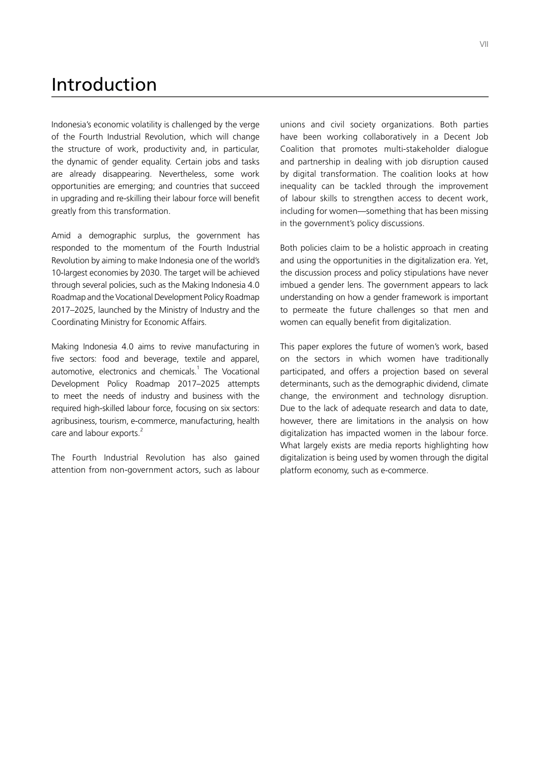# Introduction

Indonesia's economic volatility is challenged by the verge of the Fourth Industrial Revolution, which will change the structure of work, productivity and, in particular, the dynamic of gender equality. Certain jobs and tasks are already disappearing. Nevertheless, some work opportunities are emerging; and countries that succeed in upgrading and re-skilling their labour force will benefit greatly from this transformation.

Amid a demographic surplus, the government has responded to the momentum of the Fourth Industrial Revolution by aiming to make Indonesia one of the world's 10-largest economies by 2030. The target will be achieved through several policies, such as the Making Indonesia 4.0 Roadmap and the Vocational Development Policy Roadmap 2017–2025, launched by the Ministry of Industry and the Coordinating Ministry for Economic Affairs.

Making Indonesia 4.0 aims to revive manufacturing in five sectors: food and beverage, textile and apparel, automotive, electronics and chemicals.[1] The Vocational Development Policy Roadmap 2017–2025 attempts to meet the needs of industry and business with the required high-skilled labour force, focusing on six sectors: agribusiness, tourism, e-commerce, manufacturing, health care and labour exports.[2]

The Fourth Industrial Revolution has also gained attention from non-government actors, such as labour unions and civil society organizations. Both parties have been working collaboratively in a Decent Job Coalition that promotes multi-stakeholder dialogue and partnership in dealing with job disruption caused by digital transformation. The coalition looks at how inequality can be tackled through the improvement of labour skills to strengthen access to decent work, including for women—something that has been missing in the government's policy discussions.

Both policies claim to be a holistic approach in creating and using the opportunities in the digitalization era. Yet, the discussion process and policy stipulations have never imbued a gender lens. The government appears to lack understanding on how a gender framework is important to permeate the future challenges so that men and women can equally benefit from digitalization.

This paper explores the future of women's work, based on the sectors in which women have traditionally participated, and offers a projection based on several determinants, such as the demographic dividend, climate change, the environment and technology disruption. Due to the lack of adequate research and data to date, however, there are limitations in the analysis on how digitalization has impacted women in the labour force. What largely exists are media reports highlighting how digitalization is being used by women through the digital platform economy, such as e-commerce.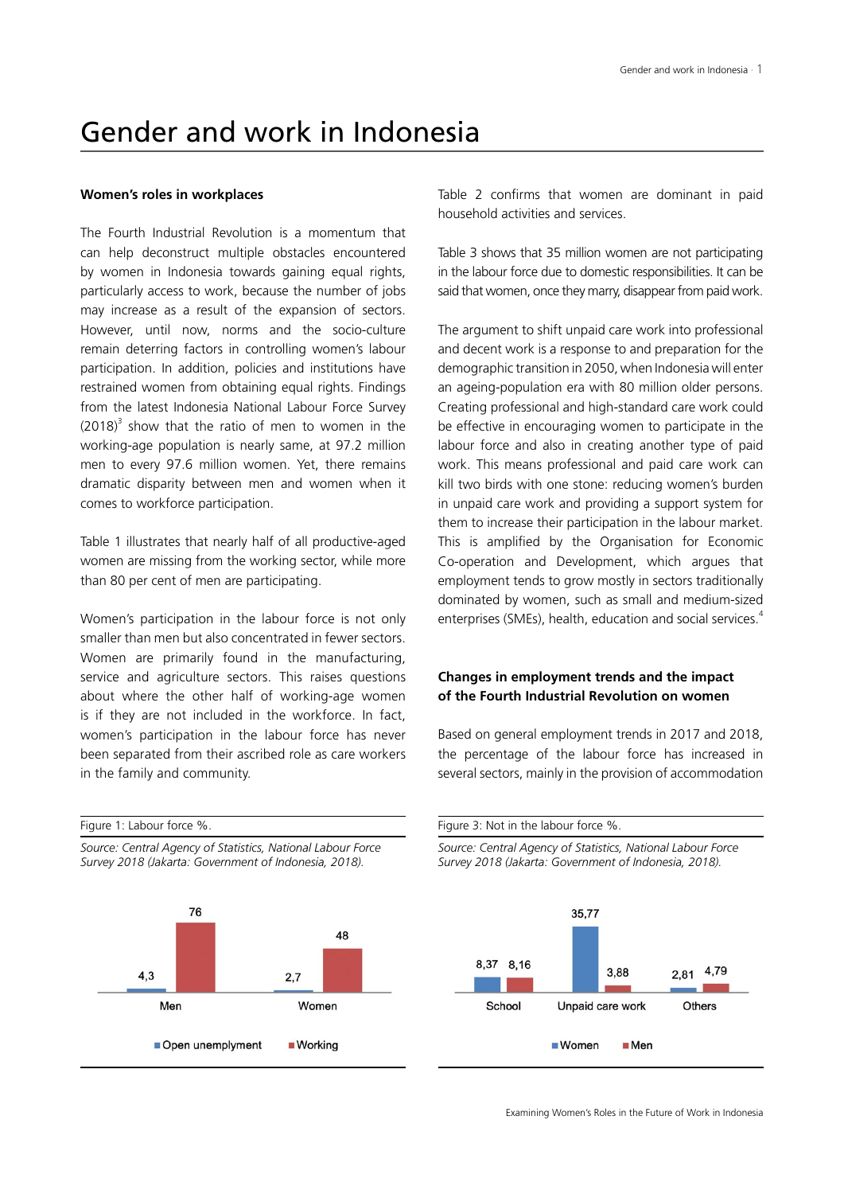# Gender and work in Indonesia

**Women's roles in workplaces**

The Fourth Industrial Revolution is a momentum that can help deconstruct multiple obstacles encountered by women in Indonesia towards gaining equal rights, particularly access to work, because the number of jobs may increase as a result of the expansion of sectors. However, until now, norms and the socio-culture remain deterring factors in controlling women's labour participation. In addition, policies and institutions have restrained women from obtaining equal rights. Findings from the latest Indonesia National Labour Force Survey (2018)[3] show that the ratio of men to women in the working-age population is nearly same, at 97.2 million men to every 97.6 million women. Yet, there remains dramatic disparity between men and women when it comes to workforce participation.

Table 1 illustrates that nearly half of all productive-aged women are missing from the working sector, while more than 80 per cent of men are participating.

Women's participation in the labour force is not only smaller than men but also concentrated in fewer sectors. Women are primarily found in the manufacturing, service and agriculture sectors. This raises questions about where the other half of working-age women is if they are not included in the workforce. In fact, women's participation in the labour force has never been separated from their ascribed role as care workers in the family and community.

Table 2 confirms that women are dominant in paid household activities and services.

Table 3 shows that 35 million women are not participating in the labour force due to domestic responsibilities. It can be said that women, once they marry, disappear from paid work.

The argument to shift unpaid care work into professional and decent work is a response to and preparation for the demographic transition in 2050, when Indonesia will enter an ageing-population era with 80 million older persons. Creating professional and high-standard care work could be effective in encouraging women to participate in the labour force and also in creating another type of paid work. This means professional and paid care work can kill two birds with one stone: reducing women's burden in unpaid care work and providing a support system for them to increase their participation in the labour market. This is amplified by the Organisation for Economic Co-operation and Development, which argues that employment tends to grow mostly in sectors traditionally dominated by women, such as small and medium-sized enterprises (SMEs), health, education and social services.[4]

**Changes in employment trends and the impact of the Fourth Industrial Revolution on women**

Based on general employment trends in 2017 and 2018, the percentage of the labour force has increased in several sectors, mainly in the provision of accommodation

Figure 1: Labour force %.

*Source: Central Agency of Statistics, National Labour Force Survey 2018 (Jakarta: Government of Indonesia, 2018).*

| | Open unemployment | Working |
|---|---|---|
| Men | 4,3 | 76 |
| Women | 2,7 | 48 |

Figure 3: Not in the labour force %.

*Source: Central Agency of Statistics, National Labour Force Survey 2018 (Jakarta: Government of Indonesia, 2018).*

| | Women | Men |
|---|---|---|
| School | 8,37 | 8,16 |
| Unpaid care work | 35,77 | 3,88 |
| Others | 2,81 | 4,79 |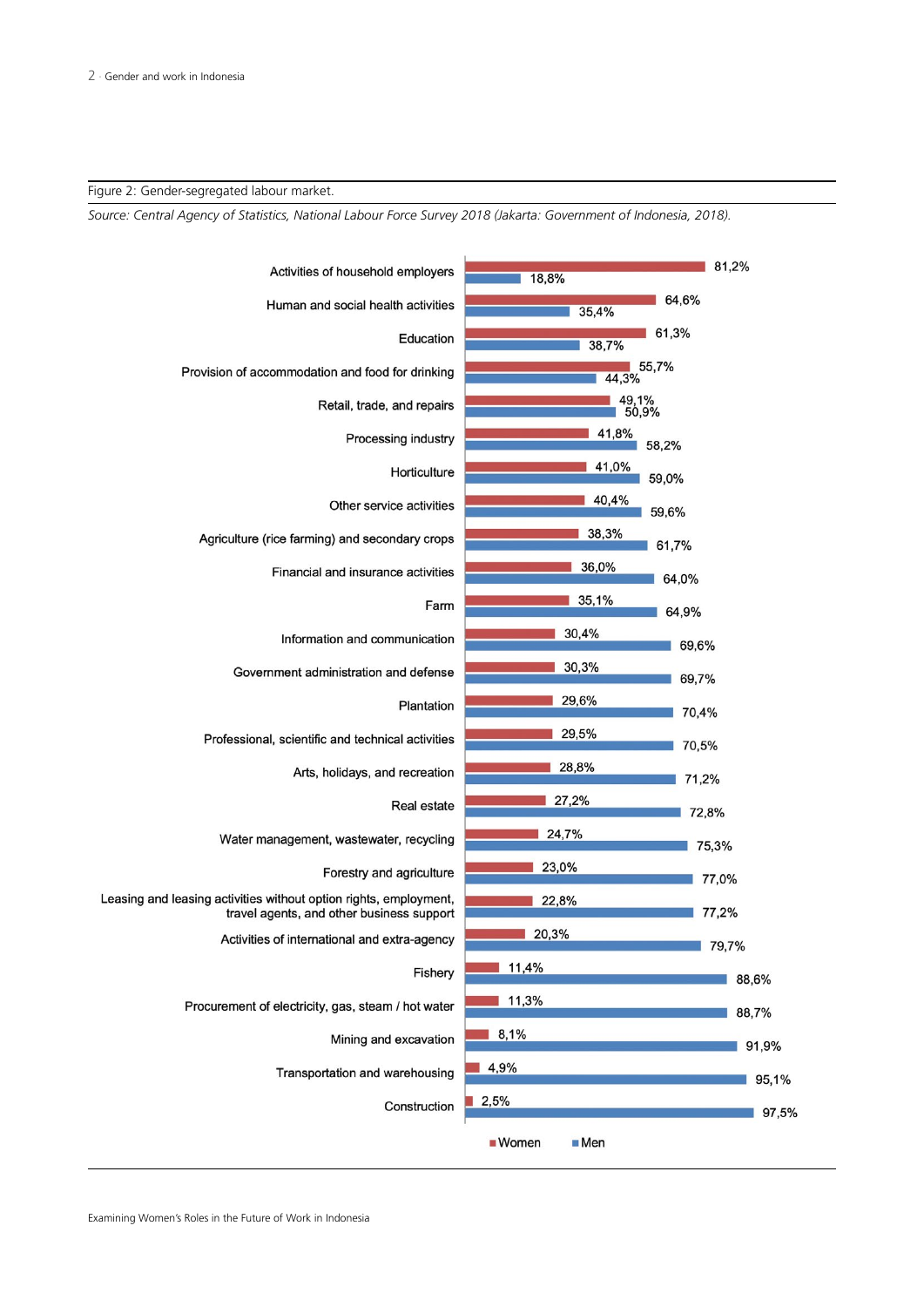Figure 2: Gender-segregated labour market.

*Source: Central Agency of Statistics, National Labour Force Survey 2018 (Jakarta: Government of Indonesia, 2018).*

| Sector | Women | Men |
|---|---|---|
| Activities of household employers | 81,2% | 18,8% |
| Human and social health activities | 64,6% | 35,4% |
| Education | 61,3% | 38,7% |
| Provision of accommodation and food for drinking | 55,7% | 44,3% |
| Retail, trade, and repairs | 49,1% | 50,9% |
| Processing industry | 41,8% | 58,2% |
| Horticulture | 41,0% | 59,0% |
| Other service activities | 40,4% | 59,6% |
| Agriculture (rice farming) and secondary crops | 38,3% | 61,7% |
| Financial and insurance activities | 36,0% | 64,0% |
| Farm | 35,1% | 64,9% |
| Information and communication | 30,4% | 69,6% |
| Government administration and defense | 30,3% | 69,7% |
| Plantation | 29,6% | 70,4% |
| Professional, scientific and technical activities | 29,5% | 70,5% |
| Arts, holidays, and recreation | 28,8% | 71,2% |
| Real estate | 27,2% | 72,8% |
| Water management, wastewater, recycling | 24,7% | 75,3% |
| Forestry and agriculture | 23,0% | 77,0% |
| Leasing and leasing activities without option rights, employment, travel agents, and other business support | 22,8% | 77,2% |
| Activities of international and extra-agency | 20,3% | 79,7% |
| Fishery | 11,4% | 88,6% |
| Procurement of electricity, gas, steam / hot water | 11,3% | 88,7% |
| Mining and excavation | 8,1% | 91,9% |
| Transportation and warehousing | 4,9% | 95,1% |
| Construction | 2,5% | 97,5% |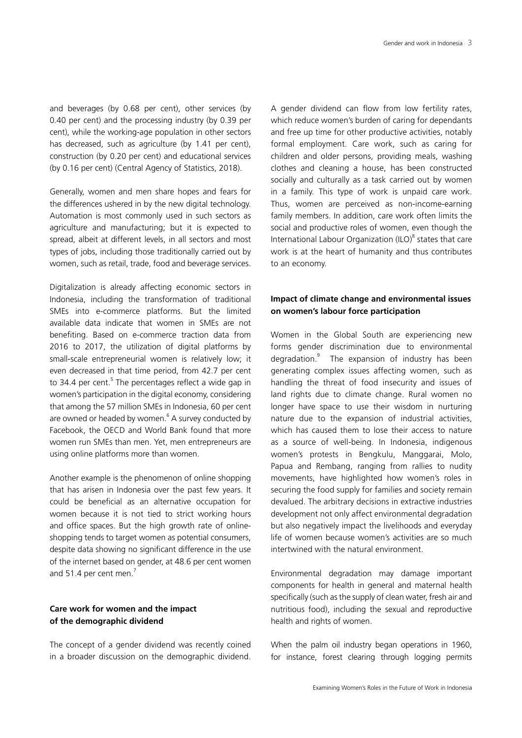and beverages (by 0.68 per cent), other services (by 0.40 per cent) and the processing industry (by 0.39 per cent), while the working-age population in other sectors has decreased, such as agriculture (by 1.41 per cent), construction (by 0.20 per cent) and educational services (by 0.16 per cent) (Central Agency of Statistics, 2018).

Generally, women and men share hopes and fears for the differences ushered in by the new digital technology. Automation is most commonly used in such sectors as agriculture and manufacturing; but it is expected to spread, albeit at different levels, in all sectors and most types of jobs, including those traditionally carried out by women, such as retail, trade, food and beverage services.

Digitalization is already affecting economic sectors in Indonesia, including the transformation of traditional SMEs into e-commerce platforms. But the limited available data indicate that women in SMEs are not benefiting. Based on e-commerce traction data from 2016 to 2017, the utilization of digital platforms by small-scale entrepreneurial women is relatively low; it even decreased in that time period, from 42.7 per cent to 34.4 per cent.[5] The percentages reflect a wide gap in women's participation in the digital economy, considering that among the 57 million SMEs in Indonesia, 60 per cent are owned or headed by women.[6] A survey conducted by Facebook, the OECD and World Bank found that more women run SMEs than men. Yet, men entrepreneurs are using online platforms more than women.

Another example is the phenomenon of online shopping that has arisen in Indonesia over the past few years. It could be beneficial as an alternative occupation for women because it is not tied to strict working hours and office spaces. But the high growth rate of online-shopping tends to target women as potential consumers, despite data showing no significant difference in the use of the internet based on gender, at 48.6 per cent women and 51.4 per cent men.[7]

**Care work for women and the impact of the demographic dividend**

The concept of a gender dividend was recently coined in a broader discussion on the demographic dividend. A gender dividend can flow from low fertility rates, which reduce women's burden of caring for dependants and free up time for other productive activities, notably formal employment. Care work, such as caring for children and older persons, providing meals, washing clothes and cleaning a house, has been constructed socially and culturally as a task carried out by women in a family. This type of work is unpaid care work. Thus, women are perceived as non-income-earning family members. In addition, care work often limits the social and productive roles of women, even though the International Labour Organization (ILO)[8] states that care work is at the heart of humanity and thus contributes to an economy.

**Impact of climate change and environmental issues on women's labour force participation**

Women in the Global South are experiencing new forms gender discrimination due to environmental degradation.[9] The expansion of industry has been generating complex issues affecting women, such as handling the threat of food insecurity and issues of land rights due to climate change. Rural women no longer have space to use their wisdom in nurturing nature due to the expansion of industrial activities, which has caused them to lose their access to nature as a source of well-being. In Indonesia, indigenous women's protests in Bengkulu, Manggarai, Molo, Papua and Rembang, ranging from rallies to nudity movements, have highlighted how women's roles in securing the food supply for families and society remain devalued. The arbitrary decisions in extractive industries development not only affect environmental degradation but also negatively impact the livelihoods and everyday life of women because women's activities are so much intertwined with the natural environment.

Environmental degradation may damage important components for health in general and maternal health specifically (such as the supply of clean water, fresh air and nutritious food), including the sexual and reproductive health and rights of women.

When the palm oil industry began operations in 1960, for instance, forest clearing through logging permits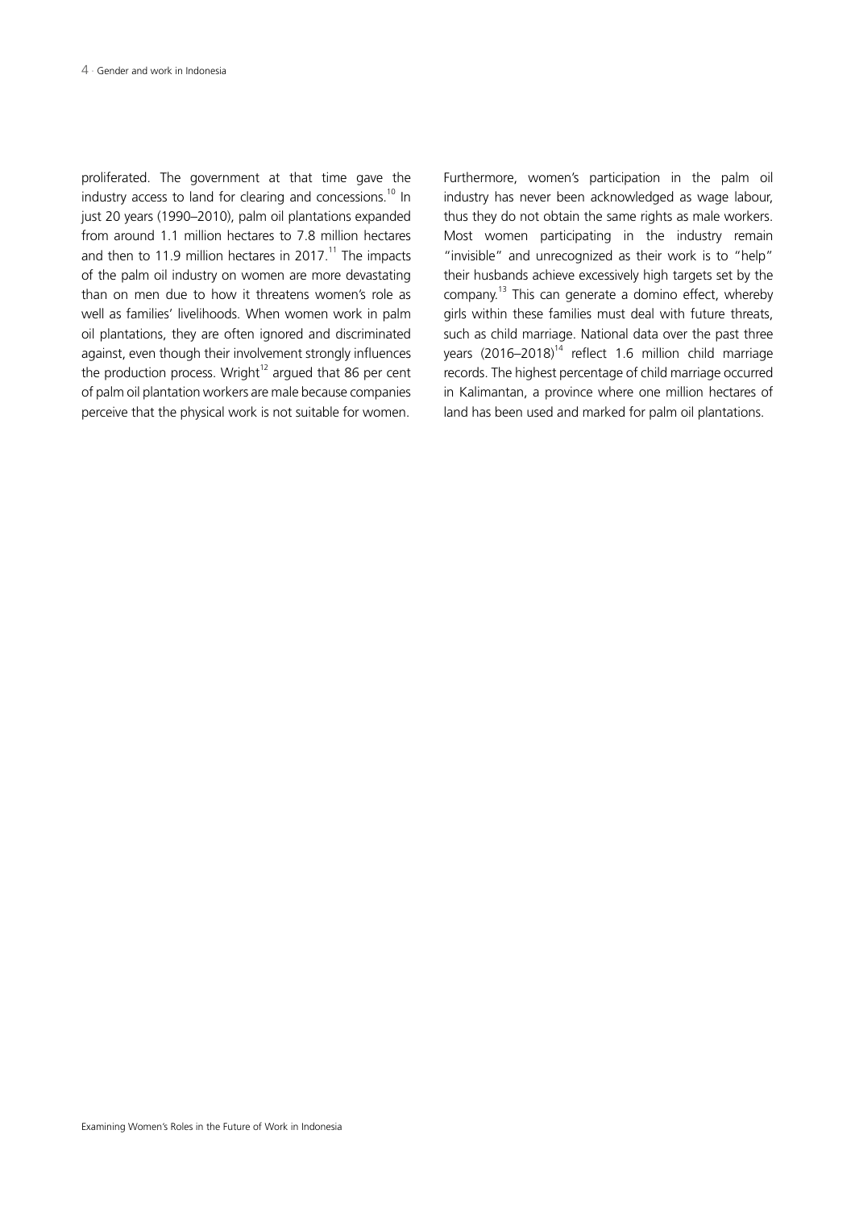proliferated. The government at that time gave the industry access to land for clearing and concessions.[10] In just 20 years (1990–2010), palm oil plantations expanded from around 1.1 million hectares to 7.8 million hectares and then to 11.9 million hectares in 2017.[11] The impacts of the palm oil industry on women are more devastating than on men due to how it threatens women's role as well as families' livelihoods. When women work in palm oil plantations, they are often ignored and discriminated against, even though their involvement strongly influences the production process. Wright[12] argued that 86 per cent of palm oil plantation workers are male because companies perceive that the physical work is not suitable for women.

Furthermore, women's participation in the palm oil industry has never been acknowledged as wage labour, thus they do not obtain the same rights as male workers. Most women participating in the industry remain "invisible" and unrecognized as their work is to "help" their husbands achieve excessively high targets set by the company.[13] This can generate a domino effect, whereby girls within these families must deal with future threats, such as child marriage. National data over the past three years (2016–2018)[14] reflect 1.6 million child marriage records. The highest percentage of child marriage occurred in Kalimantan, a province where one million hectares of land has been used and marked for palm oil plantations.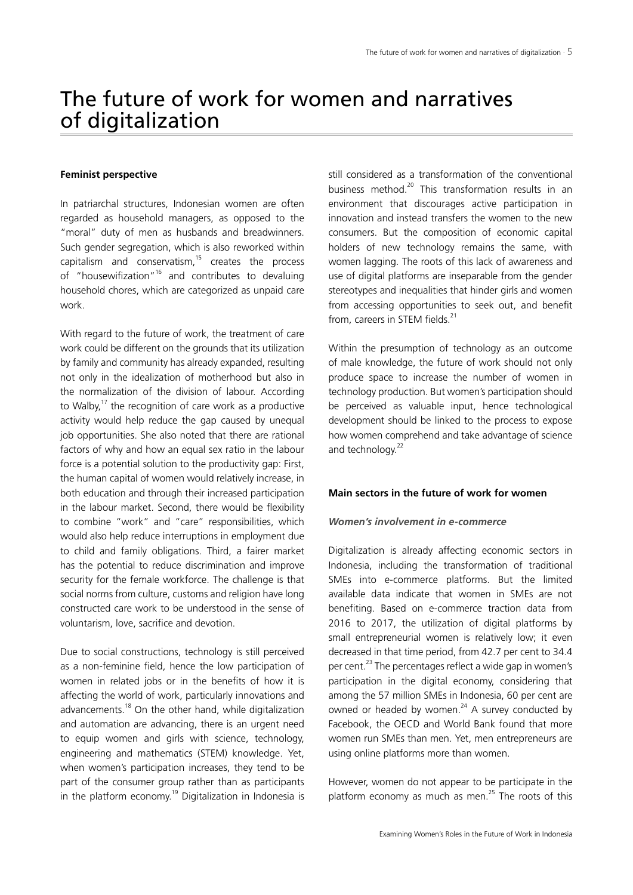# The future of work for women and narratives of digitalization

### Feminist perspective

In patriarchal structures, Indonesian women are often regarded as household managers, as opposed to the "moral" duty of men as husbands and breadwinners. Such gender segregation, which is also reworked within capitalism and conservatism,[15] creates the process of "housewifization"[16] and contributes to devaluing household chores, which are categorized as unpaid care work.

With regard to the future of work, the treatment of care work could be different on the grounds that its utilization by family and community has already expanded, resulting not only in the idealization of motherhood but also in the normalization of the division of labour. According to Walby,[17] the recognition of care work as a productive activity would help reduce the gap caused by unequal job opportunities. She also noted that there are rational factors of why and how an equal sex ratio in the labour force is a potential solution to the productivity gap: First, the human capital of women would relatively increase, in both education and through their increased participation in the labour market. Second, there would be flexibility to combine "work" and "care" responsibilities, which would also help reduce interruptions in employment due to child and family obligations. Third, a fairer market has the potential to reduce discrimination and improve security for the female workforce. The challenge is that social norms from culture, customs and religion have long constructed care work to be understood in the sense of voluntarism, love, sacrifice and devotion.

Due to social constructions, technology is still perceived as a non-feminine field, hence the low participation of women in related jobs or in the benefits of how it is affecting the world of work, particularly innovations and advancements.[18] On the other hand, while digitalization and automation are advancing, there is an urgent need to equip women and girls with science, technology, engineering and mathematics (STEM) knowledge. Yet, when women's participation increases, they tend to be part of the consumer group rather than as participants in the platform economy.[19] Digitalization in Indonesia is still considered as a transformation of the conventional business method.[20] This transformation results in an environment that discourages active participation in innovation and instead transfers the women to the new consumers. But the composition of economic capital holders of new technology remains the same, with women lagging. The roots of this lack of awareness and use of digital platforms are inseparable from the gender stereotypes and inequalities that hinder girls and women from accessing opportunities to seek out, and benefit from, careers in STEM fields.[21]

Within the presumption of technology as an outcome of male knowledge, the future of work should not only produce space to increase the number of women in technology production. But women's participation should be perceived as valuable input, hence technological development should be linked to the process to expose how women comprehend and take advantage of science and technology.[22]

### Main sectors in the future of work for women

#### *Women's involvement in e-commerce*

Digitalization is already affecting economic sectors in Indonesia, including the transformation of traditional SMEs into e-commerce platforms. But the limited available data indicate that women in SMEs are not benefiting. Based on e-commerce traction data from 2016 to 2017, the utilization of digital platforms by small entrepreneurial women is relatively low; it even decreased in that time period, from 42.7 per cent to 34.4 per cent.[23] The percentages reflect a wide gap in women's participation in the digital economy, considering that among the 57 million SMEs in Indonesia, 60 per cent are owned or headed by women.[24] A survey conducted by Facebook, the OECD and World Bank found that more women run SMEs than men. Yet, men entrepreneurs are using online platforms more than women.

However, women do not appear to be participate in the platform economy as much as men.[25] The roots of this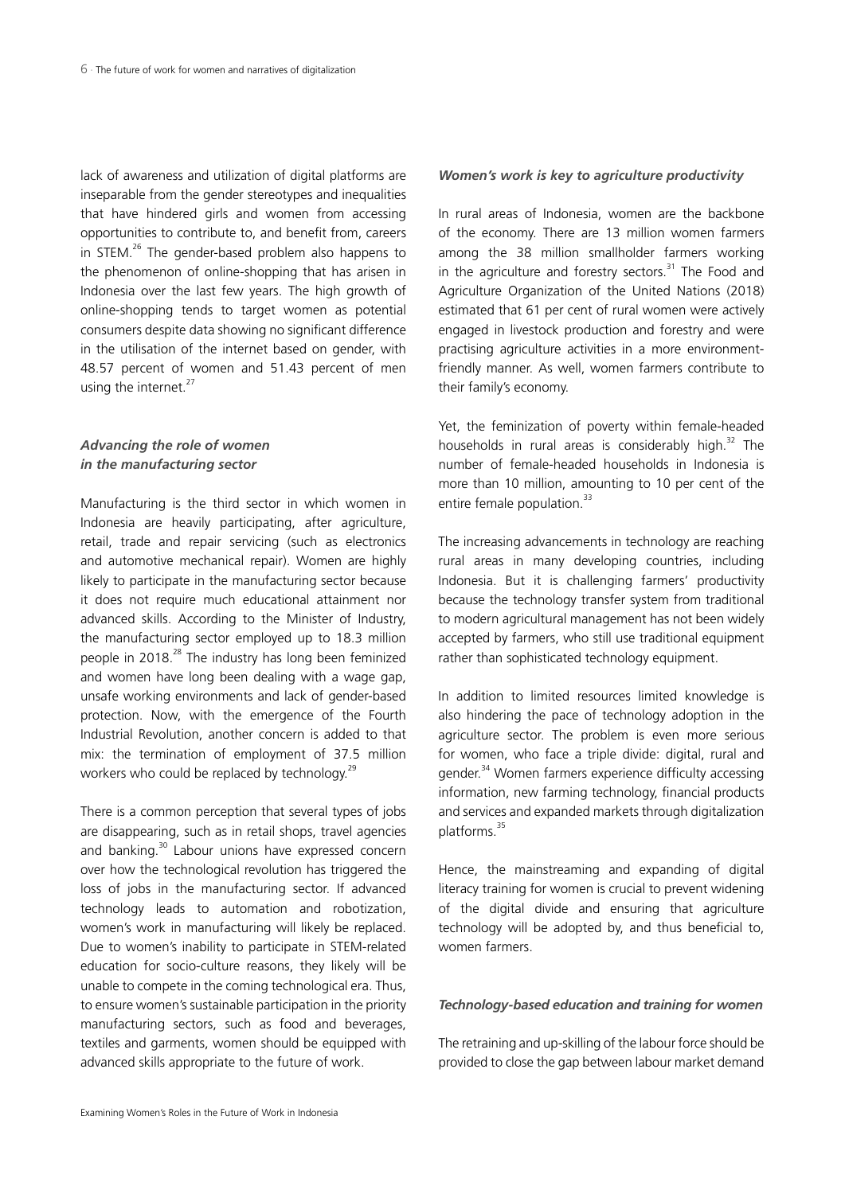lack of awareness and utilization of digital platforms are inseparable from the gender stereotypes and inequalities that have hindered girls and women from accessing opportunities to contribute to, and benefit from, careers in STEM.[26] The gender-based problem also happens to the phenomenon of online-shopping that has arisen in Indonesia over the last few years. The high growth of online-shopping tends to target women as potential consumers despite data showing no significant difference in the utilisation of the internet based on gender, with 48.57 percent of women and 51.43 percent of men using the internet.[27]

### *Advancing the role of women in the manufacturing sector*

Manufacturing is the third sector in which women in Indonesia are heavily participating, after agriculture, retail, trade and repair servicing (such as electronics and automotive mechanical repair). Women are highly likely to participate in the manufacturing sector because it does not require much educational attainment nor advanced skills. According to the Minister of Industry, the manufacturing sector employed up to 18.3 million people in 2018.[28] The industry has long been feminized and women have long been dealing with a wage gap, unsafe working environments and lack of gender-based protection. Now, with the emergence of the Fourth Industrial Revolution, another concern is added to that mix: the termination of employment of 37.5 million workers who could be replaced by technology.[29]

There is a common perception that several types of jobs are disappearing, such as in retail shops, travel agencies and banking.[30] Labour unions have expressed concern over how the technological revolution has triggered the loss of jobs in the manufacturing sector. If advanced technology leads to automation and robotization, women's work in manufacturing will likely be replaced. Due to women's inability to participate in STEM-related education for socio-culture reasons, they likely will be unable to compete in the coming technological era. Thus, to ensure women's sustainable participation in the priority manufacturing sectors, such as food and beverages, textiles and garments, women should be equipped with advanced skills appropriate to the future of work.

### *Women's work is key to agriculture productivity*

In rural areas of Indonesia, women are the backbone of the economy. There are 13 million women farmers among the 38 million smallholder farmers working in the agriculture and forestry sectors.[31] The Food and Agriculture Organization of the United Nations (2018) estimated that 61 per cent of rural women were actively engaged in livestock production and forestry and were practising agriculture activities in a more environment-friendly manner. As well, women farmers contribute to their family's economy.

Yet, the feminization of poverty within female-headed households in rural areas is considerably high.[32] The number of female-headed households in Indonesia is more than 10 million, amounting to 10 per cent of the entire female population.[33]

The increasing advancements in technology are reaching rural areas in many developing countries, including Indonesia. But it is challenging farmers' productivity because the technology transfer system from traditional to modern agricultural management has not been widely accepted by farmers, who still use traditional equipment rather than sophisticated technology equipment.

In addition to limited resources limited knowledge is also hindering the pace of technology adoption in the agriculture sector. The problem is even more serious for women, who face a triple divide: digital, rural and gender.[34] Women farmers experience difficulty accessing information, new farming technology, financial products and services and expanded markets through digitalization platforms.[35]

Hence, the mainstreaming and expanding of digital literacy training for women is crucial to prevent widening of the digital divide and ensuring that agriculture technology will be adopted by, and thus beneficial to, women farmers.

### *Technology-based education and training for women*

The retraining and up-skilling of the labour force should be provided to close the gap between labour market demand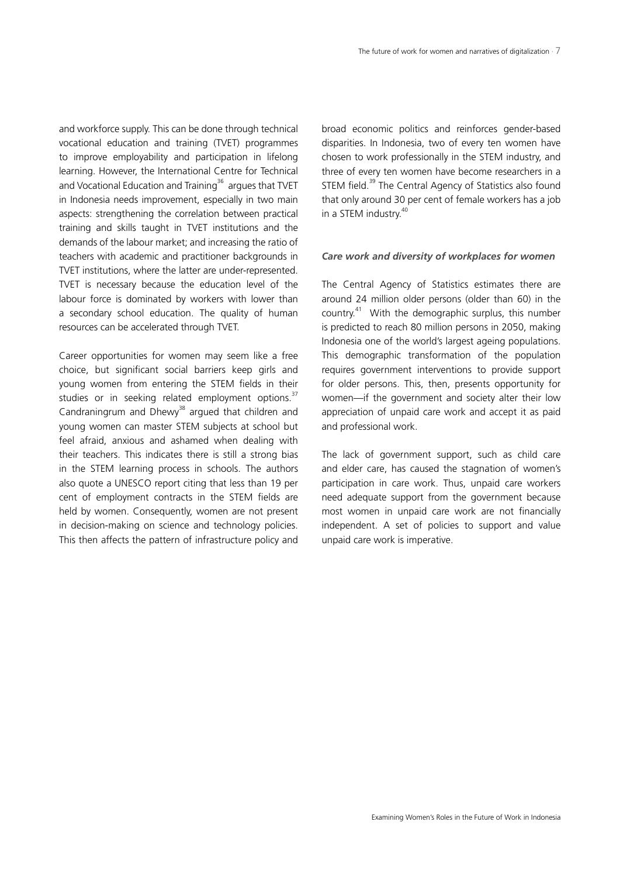and workforce supply. This can be done through technical vocational education and training (TVET) programmes to improve employability and participation in lifelong learning. However, the International Centre for Technical and Vocational Education and Training[36] argues that TVET in Indonesia needs improvement, especially in two main aspects: strengthening the correlation between practical training and skills taught in TVET institutions and the demands of the labour market; and increasing the ratio of teachers with academic and practitioner backgrounds in TVET institutions, where the latter are under-represented. TVET is necessary because the education level of the labour force is dominated by workers with lower than a secondary school education. The quality of human resources can be accelerated through TVET.

Career opportunities for women may seem like a free choice, but significant social barriers keep girls and young women from entering the STEM fields in their studies or in seeking related employment options.[37] Candraningrum and Dhewy[38] argued that children and young women can master STEM subjects at school but feel afraid, anxious and ashamed when dealing with their teachers. This indicates there is still a strong bias in the STEM learning process in schools. The authors also quote a UNESCO report citing that less than 19 per cent of employment contracts in the STEM fields are held by women. Consequently, women are not present in decision-making on science and technology policies. This then affects the pattern of infrastructure policy and broad economic politics and reinforces gender-based disparities. In Indonesia, two of every ten women have chosen to work professionally in the STEM industry, and three of every ten women have become researchers in a STEM field.[39] The Central Agency of Statistics also found that only around 30 per cent of female workers has a job in a STEM industry.[40]

### *Care work and diversity of workplaces for women*

The Central Agency of Statistics estimates there are around 24 million older persons (older than 60) in the country.[41] With the demographic surplus, this number is predicted to reach 80 million persons in 2050, making Indonesia one of the world's largest ageing populations. This demographic transformation of the population requires government interventions to provide support for older persons. This, then, presents opportunity for women—if the government and society alter their low appreciation of unpaid care work and accept it as paid and professional work.

The lack of government support, such as child care and elder care, has caused the stagnation of women's participation in care work. Thus, unpaid care workers need adequate support from the government because most women in unpaid care work are not financially independent. A set of policies to support and value unpaid care work is imperative.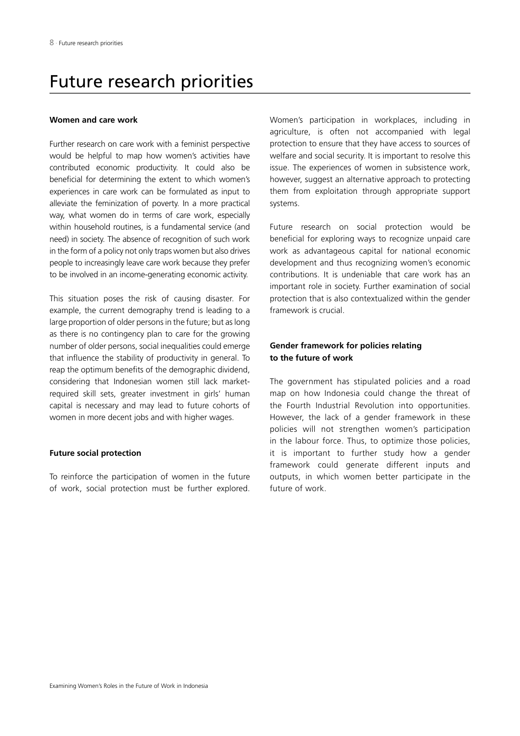# Future research priorities

### Women and care work

Further research on care work with a feminist perspective would be helpful to map how women's activities have contributed economic productivity. It could also be beneficial for determining the extent to which women's experiences in care work can be formulated as input to alleviate the feminization of poverty. In a more practical way, what women do in terms of care work, especially within household routines, is a fundamental service (and need) in society. The absence of recognition of such work in the form of a policy not only traps women but also drives people to increasingly leave care work because they prefer to be involved in an income-generating economic activity.

This situation poses the risk of causing disaster. For example, the current demography trend is leading to a large proportion of older persons in the future; but as long as there is no contingency plan to care for the growing number of older persons, social inequalities could emerge that influence the stability of productivity in general. To reap the optimum benefits of the demographic dividend, considering that Indonesian women still lack market-required skill sets, greater investment in girls' human capital is necessary and may lead to future cohorts of women in more decent jobs and with higher wages.

### Future social protection

To reinforce the participation of women in the future of work, social protection must be further explored. Women's participation in workplaces, including in agriculture, is often not accompanied with legal protection to ensure that they have access to sources of welfare and social security. It is important to resolve this issue. The experiences of women in subsistence work, however, suggest an alternative approach to protecting them from exploitation through appropriate support systems.

Future research on social protection would be beneficial for exploring ways to recognize unpaid care work as advantageous capital for national economic development and thus recognizing women's economic contributions. It is undeniable that care work has an important role in society. Further examination of social protection that is also contextualized within the gender framework is crucial.

### Gender framework for policies relating to the future of work

The government has stipulated policies and a road map on how Indonesia could change the threat of the Fourth Industrial Revolution into opportunities. However, the lack of a gender framework in these policies will not strengthen women's participation in the labour force. Thus, to optimize those policies, it is important to further study how a gender framework could generate different inputs and outputs, in which women better participate in the future of work.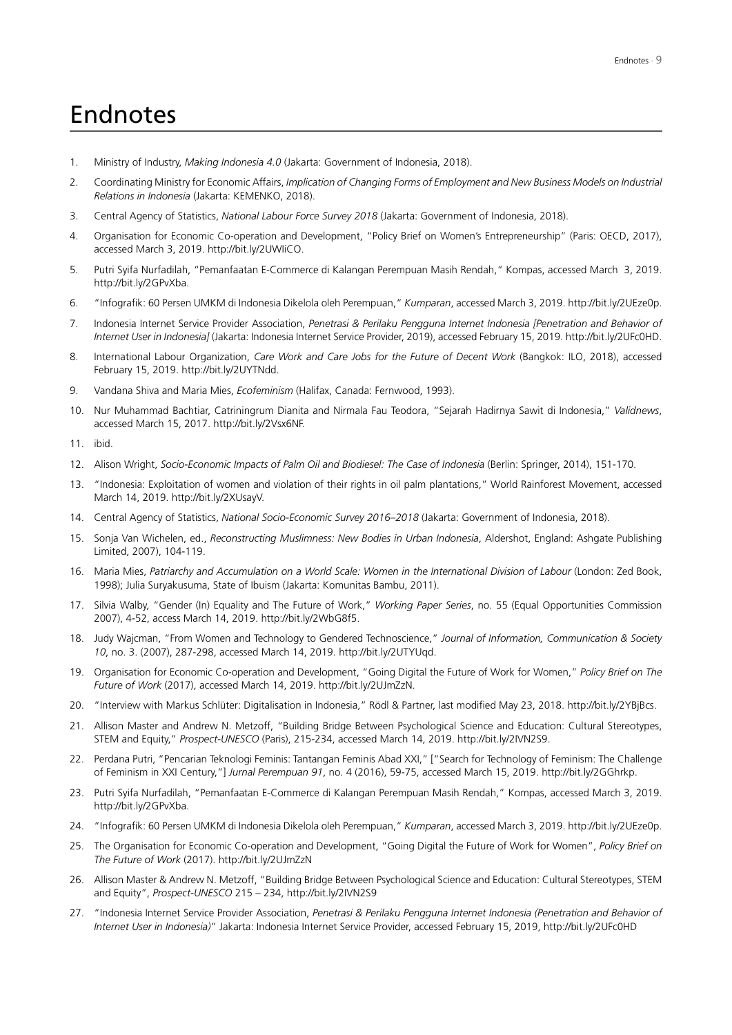# Endnotes

1. Ministry of Industry, *Making Indonesia 4.0* (Jakarta: Government of Indonesia, 2018).
2. Coordinating Ministry for Economic Affairs, *Implication of Changing Forms of Employment and New Business Models on Industrial Relations in Indonesia* (Jakarta: KEMENKO, 2018).
3. Central Agency of Statistics, *National Labour Force Survey 2018* (Jakarta: Government of Indonesia, 2018).
4. Organisation for Economic Co-operation and Development, "Policy Brief on Women's Entrepreneurship" (Paris: OECD, 2017), accessed March 3, 2019. http://bit.ly/2UWIiCO.
5. Putri Syifa Nurfadilah, "Pemanfaatan E-Commerce di Kalangan Perempuan Masih Rendah," Kompas, accessed March 3, 2019. http://bit.ly/2GPvXba.
6. "Infografik: 60 Persen UMKM di Indonesia Dikelola oleh Perempuan," *Kumparan*, accessed March 3, 2019. http://bit.ly/2UEze0p.
7. Indonesia Internet Service Provider Association, *Penetrasi & Perilaku Pengguna Internet Indonesia [Penetration and Behavior of Internet User in Indonesia]* (Jakarta: Indonesia Internet Service Provider, 2019), accessed February 15, 2019. http://bit.ly/2UFc0HD.
8. International Labour Organization, *Care Work and Care Jobs for the Future of Decent Work* (Bangkok: ILO, 2018), accessed February 15, 2019. http://bit.ly/2UYTNdd.
9. Vandana Shiva and Maria Mies, *Ecofeminism* (Halifax, Canada: Fernwood, 1993).
10. Nur Muhammad Bachtiar, Catriningrum Dianita and Nirmala Fau Teodora, "Sejarah Hadirnya Sawit di Indonesia," *Validnews*, accessed March 15, 2017. http://bit.ly/2Vsx6NF.
11. ibid.
12. Alison Wright, *Socio-Economic Impacts of Palm Oil and Biodiesel: The Case of Indonesia* (Berlin: Springer, 2014), 151-170.
13. "Indonesia: Exploitation of women and violation of their rights in oil palm plantations," World Rainforest Movement, accessed March 14, 2019. http://bit.ly/2XUsayV.
14. Central Agency of Statistics, *National Socio-Economic Survey 2016–2018* (Jakarta: Government of Indonesia, 2018).
15. Sonja Van Wichelen, ed., *Reconstructing Muslimness: New Bodies in Urban Indonesia*, Aldershot, England: Ashgate Publishing Limited, 2007), 104-119.
16. Maria Mies, *Patriarchy and Accumulation on a World Scale: Women in the International Division of Labour* (London: Zed Book, 1998); Julia Suryakusuma, State of Ibuism (Jakarta: Komunitas Bambu, 2011).
17. Silvia Walby, "Gender (In) Equality and The Future of Work," *Working Paper Series*, no. 55 (Equal Opportunities Commission 2007), 4-52, access March 14, 2019. http://bit.ly/2WbG8f5.
18. Judy Wajcman, "From Women and Technology to Gendered Technoscience," *Journal of Information, Communication & Society 10*, no. 3. (2007), 287-298, accessed March 14, 2019. http://bit.ly/2UTYUqd.
19. Organisation for Economic Co-operation and Development, "Going Digital the Future of Work for Women," *Policy Brief on The Future of Work* (2017), accessed March 14, 2019. http://bit.ly/2UJmZzN.
20. "Interview with Markus Schlüter: Digitalisation in Indonesia," Rödl & Partner, last modified May 23, 2018. http://bit.ly/2YBjBcs.
21. Allison Master and Andrew N. Metzoff, "Building Bridge Between Psychological Science and Education: Cultural Stereotypes, STEM and Equity," *Prospect-UNESCO* (Paris), 215-234, accessed March 14, 2019. http://bit.ly/2IVN2S9.
22. Perdana Putri, "Pencarian Teknologi Feminis: Tantangan Feminis Abad XXI," ["Search for Technology of Feminism: The Challenge of Feminism in XXI Century,"] *Jurnal Perempuan 91*, no. 4 (2016), 59-75, accessed March 15, 2019. http://bit.ly/2GGhrkp.
23. Putri Syifa Nurfadilah, "Pemanfaatan E-Commerce di Kalangan Perempuan Masih Rendah," Kompas, accessed March 3, 2019. http://bit.ly/2GPvXba.
24. "Infografik: 60 Persen UMKM di Indonesia Dikelola oleh Perempuan," *Kumparan*, accessed March 3, 2019. http://bit.ly/2UEze0p.
25. The Organisation for Economic Co-operation and Development, "Going Digital the Future of Work for Women", *Policy Brief on The Future of Work* (2017). http://bit.ly/2UJmZzN
26. Allison Master & Andrew N. Metzoff, "Building Bridge Between Psychological Science and Education: Cultural Stereotypes, STEM and Equity", *Prospect-UNESCO* 215 – 234, http://bit.ly/2IVN2S9
27. "Indonesia Internet Service Provider Association, *Penetrasi & Perilaku Pengguna Internet Indonesia (Penetration and Behavior of Internet User in Indonesia)*" Jakarta: Indonesia Internet Service Provider, accessed February 15, 2019, http://bit.ly/2UFc0HD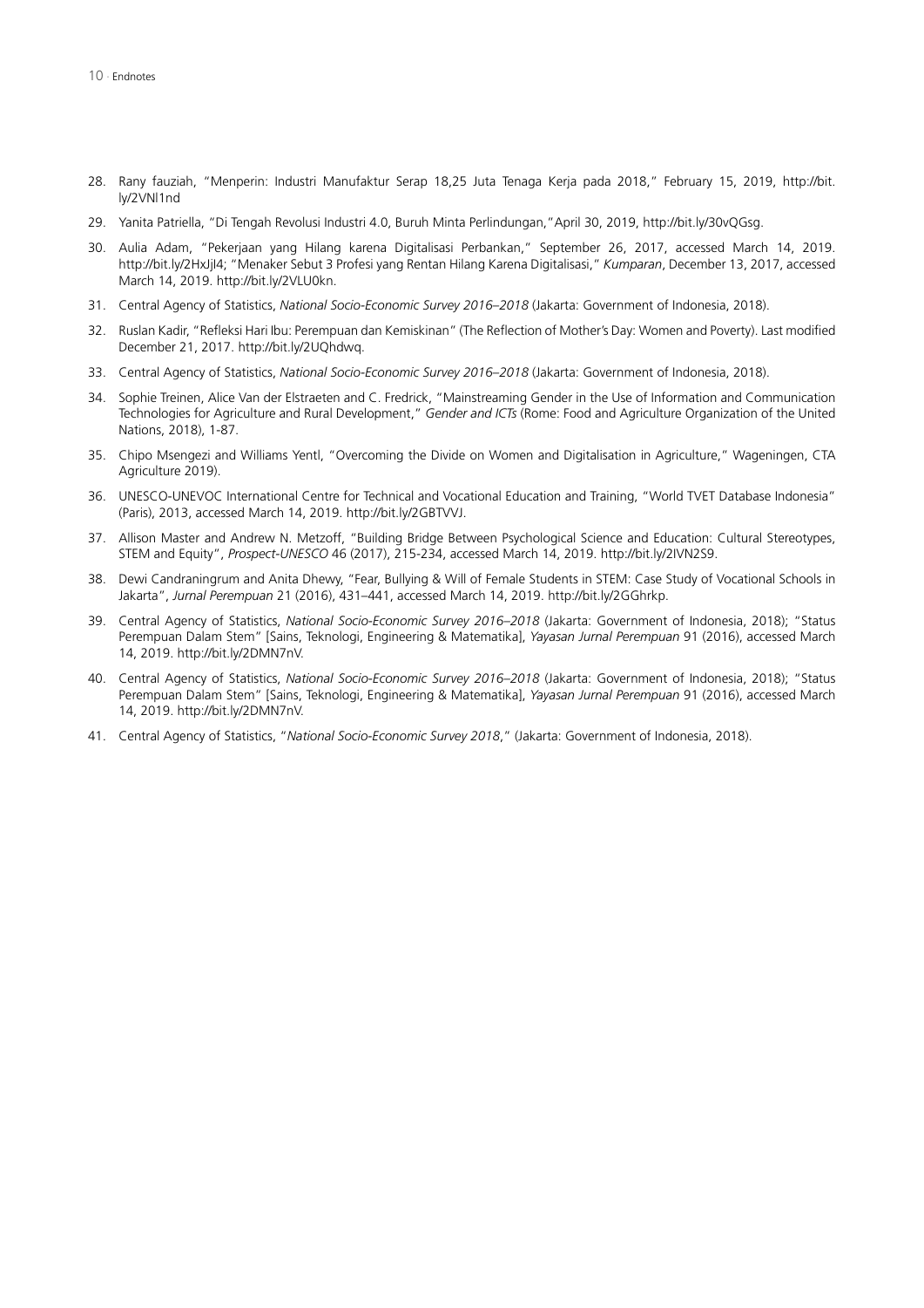28. Rany fauziah, "Menperin: Industri Manufaktur Serap 18,25 Juta Tenaga Kerja pada 2018," February 15, 2019, http://bit.ly/2VNl1nd

29. Yanita Patriella, "Di Tengah Revolusi Industri 4.0, Buruh Minta Perlindungan,"April 30, 2019, http://bit.ly/30vQGsg.

30. Aulia Adam, "Pekerjaan yang Hilang karena Digitalisasi Perbankan," September 26, 2017, accessed March 14, 2019. http://bit.ly/2HxJjl4; "Menaker Sebut 3 Profesi yang Rentan Hilang Karena Digitalisasi," *Kumparan*, December 13, 2017, accessed March 14, 2019. http://bit.ly/2VLU0kn.

31. Central Agency of Statistics, *National Socio-Economic Survey 2016–2018* (Jakarta: Government of Indonesia, 2018).

32. Ruslan Kadir, "Refleksi Hari Ibu: Perempuan dan Kemiskinan" (The Reflection of Mother's Day: Women and Poverty). Last modified December 21, 2017. http://bit.ly/2UQhdwq.

33. Central Agency of Statistics, *National Socio-Economic Survey 2016–2018* (Jakarta: Government of Indonesia, 2018).

34. Sophie Treinen, Alice Van der Elstraeten and C. Fredrick, "Mainstreaming Gender in the Use of Information and Communication Technologies for Agriculture and Rural Development," *Gender and ICTs* (Rome: Food and Agriculture Organization of the United Nations, 2018), 1-87.

35. Chipo Msengezi and Williams Yentl, "Overcoming the Divide on Women and Digitalisation in Agriculture," Wageningen, CTA Agriculture 2019).

36. UNESCO-UNEVOC International Centre for Technical and Vocational Education and Training, "World TVET Database Indonesia" (Paris), 2013, accessed March 14, 2019. http://bit.ly/2GBTVVJ.

37. Allison Master and Andrew N. Metzoff, "Building Bridge Between Psychological Science and Education: Cultural Stereotypes, STEM and Equity", *Prospect-UNESCO* 46 (2017), 215-234, accessed March 14, 2019. http://bit.ly/2IVN2S9.

38. Dewi Candraningrum and Anita Dhewy, "Fear, Bullying & Will of Female Students in STEM: Case Study of Vocational Schools in Jakarta", *Jurnal Perempuan* 21 (2016), 431–441, accessed March 14, 2019. http://bit.ly/2GGhrkp.

39. Central Agency of Statistics, *National Socio-Economic Survey 2016–2018* (Jakarta: Government of Indonesia, 2018); "Status Perempuan Dalam Stem" [Sains, Teknologi, Engineering & Matematika], *Yayasan Jurnal Perempuan* 91 (2016), accessed March 14, 2019. http://bit.ly/2DMN7nV.

40. Central Agency of Statistics, *National Socio-Economic Survey 2016–2018* (Jakarta: Government of Indonesia, 2018); "Status Perempuan Dalam Stem" [Sains, Teknologi, Engineering & Matematika], *Yayasan Jurnal Perempuan* 91 (2016), accessed March 14, 2019. http://bit.ly/2DMN7nV.

41. Central Agency of Statistics, "*National Socio-Economic Survey 2018*," (Jakarta: Government of Indonesia, 2018).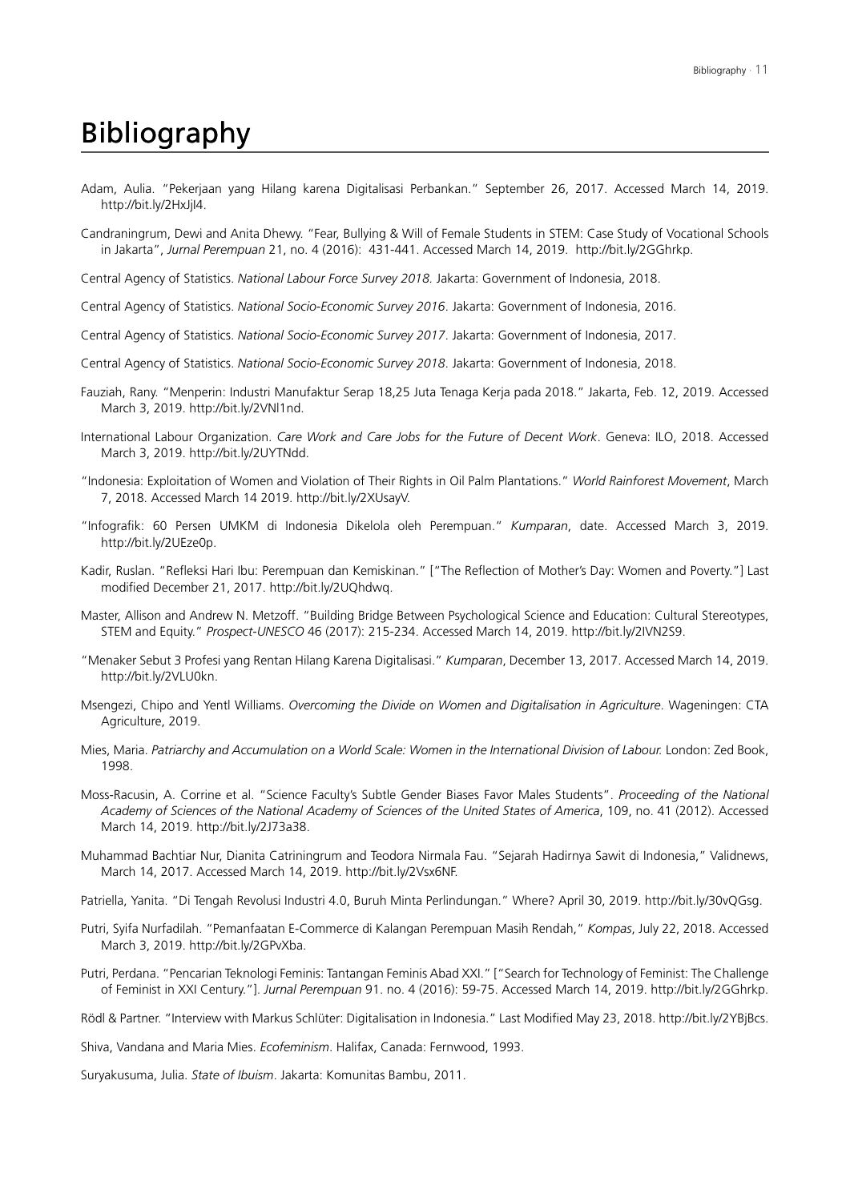# Bibliography

Adam, Aulia. "Pekerjaan yang Hilang karena Digitalisasi Perbankan." September 26, 2017. Accessed March 14, 2019. http://bit.ly/2HxJjI4.

Candraningrum, Dewi and Anita Dhewy. "Fear, Bullying & Will of Female Students in STEM: Case Study of Vocational Schools in Jakarta", *Jurnal Perempuan* 21, no. 4 (2016): 431-441. Accessed March 14, 2019. http://bit.ly/2GGhrkp.

Central Agency of Statistics. *National Labour Force Survey 2018.* Jakarta: Government of Indonesia, 2018.

Central Agency of Statistics. *National Socio-Economic Survey 2016*. Jakarta: Government of Indonesia, 2016.

Central Agency of Statistics. *National Socio-Economic Survey 2017*. Jakarta: Government of Indonesia, 2017.

Central Agency of Statistics. *National Socio-Economic Survey 2018*. Jakarta: Government of Indonesia, 2018.

Fauziah, Rany. "Menperin: Industri Manufaktur Serap 18,25 Juta Tenaga Kerja pada 2018." Jakarta, Feb. 12, 2019. Accessed March 3, 2019. http://bit.ly/2VNl1nd.

International Labour Organization. *Care Work and Care Jobs for the Future of Decent Work*. Geneva: ILO, 2018. Accessed March 3, 2019. http://bit.ly/2UYTNdd.

"Indonesia: Exploitation of Women and Violation of Their Rights in Oil Palm Plantations." *World Rainforest Movement*, March 7, 2018. Accessed March 14 2019. http://bit.ly/2XUsayV.

"Infografik: 60 Persen UMKM di Indonesia Dikelola oleh Perempuan." *Kumparan*, date. Accessed March 3, 2019. http://bit.ly/2UEze0p.

Kadir, Ruslan. "Refleksi Hari Ibu: Perempuan dan Kemiskinan." ["The Reflection of Mother's Day: Women and Poverty."] Last modified December 21, 2017. http://bit.ly/2UQhdwq.

Master, Allison and Andrew N. Metzoff. "Building Bridge Between Psychological Science and Education: Cultural Stereotypes, STEM and Equity." *Prospect-UNESCO* 46 (2017): 215-234. Accessed March 14, 2019. http://bit.ly/2IVN2S9.

"Menaker Sebut 3 Profesi yang Rentan Hilang Karena Digitalisasi." *Kumparan*, December 13, 2017. Accessed March 14, 2019. http://bit.ly/2VLU0kn.

Msengezi, Chipo and Yentl Williams. *Overcoming the Divide on Women and Digitalisation in Agriculture*. Wageningen: CTA Agriculture, 2019.

Mies, Maria. *Patriarchy and Accumulation on a World Scale: Women in the International Division of Labour.* London: Zed Book, 1998.

Moss-Racusin, A. Corrine et al. "Science Faculty's Subtle Gender Biases Favor Males Students". *Proceeding of the National Academy of Sciences of the National Academy of Sciences of the United States of America*, 109, no. 41 (2012). Accessed March 14, 2019. http://bit.ly/2J73a38.

Muhammad Bachtiar Nur, Dianita Catriningrum and Teodora Nirmala Fau. "Sejarah Hadirnya Sawit di Indonesia," Validnews, March 14, 2017. Accessed March 14, 2019. http://bit.ly/2Vsx6NF.

Patriella, Yanita. "Di Tengah Revolusi Industri 4.0, Buruh Minta Perlindungan." Where? April 30, 2019. http://bit.ly/30vQGsg.

Putri, Syifa Nurfadilah. "Pemanfaatan E-Commerce di Kalangan Perempuan Masih Rendah," *Kompas*, July 22, 2018. Accessed March 3, 2019. http://bit.ly/2GPvXba.

Putri, Perdana. "Pencarian Teknologi Feminis: Tantangan Feminis Abad XXI." ["Search for Technology of Feminist: The Challenge of Feminist in XXI Century."]. *Jurnal Perempuan* 91. no. 4 (2016): 59-75. Accessed March 14, 2019. http://bit.ly/2GGhrkp.

Rödl & Partner. "Interview with Markus Schlüter: Digitalisation in Indonesia." Last Modified May 23, 2018. http://bit.ly/2YBjBcs.

Shiva, Vandana and Maria Mies. *Ecofeminism*. Halifax, Canada: Fernwood, 1993.

Suryakusuma, Julia. *State of Ibuism*. Jakarta: Komunitas Bambu, 2011.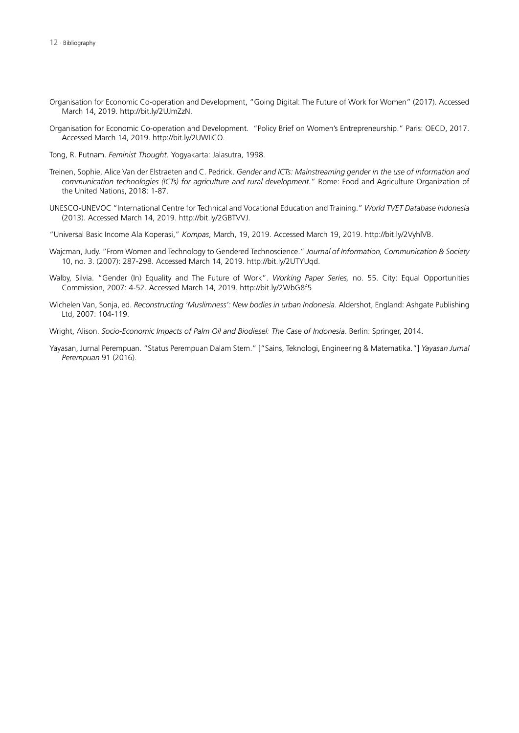Organisation for Economic Co-operation and Development, "Going Digital: The Future of Work for Women" (2017). Accessed March 14, 2019. http://bit.ly/2UJmZzN.

Organisation for Economic Co-operation and Development. "Policy Brief on Women's Entrepreneurship." Paris: OECD, 2017. Accessed March 14, 2019. http://bit.ly/2UWIiCO.

Tong, R. Putnam. *Feminist Thought*. Yogyakarta: Jalasutra, 1998.

Treinen, Sophie, Alice Van der Elstraeten and C. Pedrick. *Gender and ICTs: Mainstreaming gender in the use of information and communication technologies (ICTs) for agriculture and rural development*." Rome: Food and Agriculture Organization of the United Nations, 2018: 1-87.

UNESCO-UNEVOC "International Centre for Technical and Vocational Education and Training." *World TVET Database Indonesia* (2013). Accessed March 14, 2019. http://bit.ly/2GBTVVJ.

"Universal Basic Income Ala Koperasi," *Kompas*, March, 19, 2019. Accessed March 19, 2019. http://bit.ly/2VyhlVB.

Wajcman, Judy. "From Women and Technology to Gendered Technoscience." *Journal of Information, Communication & Society* 10, no. 3. (2007): 287-298. Accessed March 14, 2019. http://bit.ly/2UTYUqd.

Walby, Silvia. "Gender (In) Equality and The Future of Work". *Working Paper Series,* no. 55. City: Equal Opportunities Commission, 2007: 4-52. Accessed March 14, 2019. http://bit.ly/2WbG8f5

Wichelen Van, Sonja, ed. *Reconstructing 'Muslimness': New bodies in urban Indonesia*. Aldershot, England: Ashgate Publishing Ltd, 2007: 104-119.

Wright, Alison. *Socio-Economic Impacts of Palm Oil and Biodiesel: The Case of Indonesia*. Berlin: Springer, 2014.

Yayasan, Jurnal Perempuan. "Status Perempuan Dalam Stem." ["Sains, Teknologi, Engineering & Matematika."] *Yayasan Jurnal Perempuan* 91 (2016).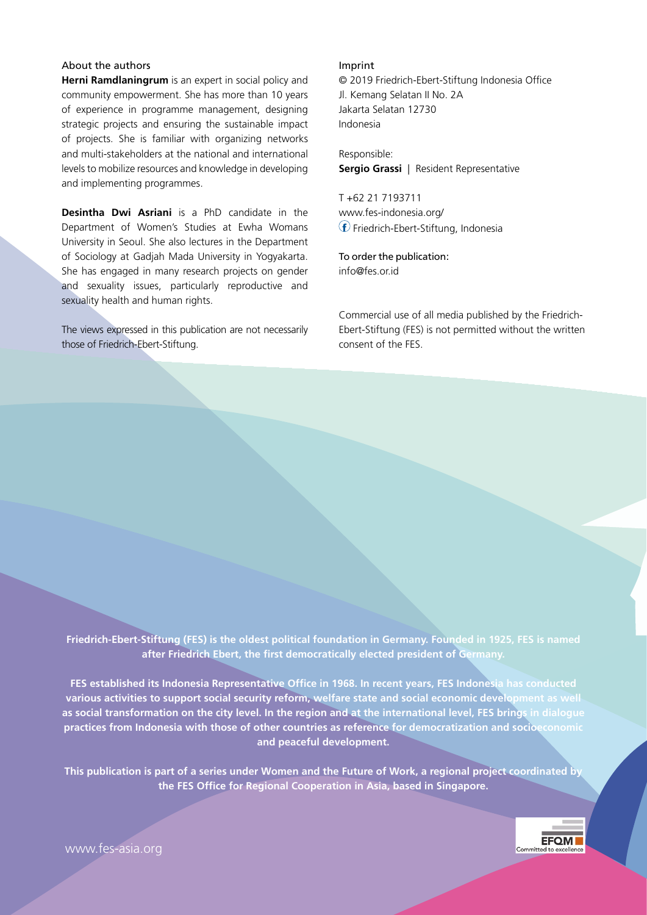About the authors

**Herni Ramdlaningrum** is an expert in social policy and community empowerment. She has more than 10 years of experience in programme management, designing strategic projects and ensuring the sustainable impact of projects. She is familiar with organizing networks and multi-stakeholders at the national and international levels to mobilize resources and knowledge in developing and implementing programmes.

**Desintha Dwi Asriani** is a PhD candidate in the Department of Women's Studies at Ewha Womans University in Seoul. She also lectures in the Department of Sociology at Gadjah Mada University in Yogyakarta. She has engaged in many research projects on gender and sexuality issues, particularly reproductive and sexuality health and human rights.

The views expressed in this publication are not necessarily those of Friedrich-Ebert-Stiftung.

Imprint

© 2019 Friedrich-Ebert-Stiftung Indonesia Office
Jl. Kemang Selatan II No. 2A
Jakarta Selatan 12730
Indonesia

Responsible:
**Sergio Grassi** | Resident Representative

T +62 21 7193711
www.fes-indonesia.org/
Friedrich-Ebert-Stiftung, Indonesia

To order the publication:
info@fes.or.id

Commercial use of all media published by the Friedrich-Ebert-Stiftung (FES) is not permitted without the written consent of the FES.

**Friedrich-Ebert-Stiftung (FES) is the oldest political foundation in Germany. Founded in 1925, FES is named after Friedrich Ebert, the first democratically elected president of Germany.**

**FES established its Indonesia Representative Office in 1968. In recent years, FES Indonesia has conducted various activities to support social security reform, welfare state and social economic development as well as social transformation on the city level. In the region and at the international level, FES brings in dialogue practices from Indonesia with those of other countries as reference for democratization and socioeconomic and peaceful development.**

**This publication is part of a series under Women and the Future of Work, a regional project coordinated by the FES Office for Regional Cooperation in Asia, based in Singapore.**

www.fes-asia.org

EFQM Committed to excellence